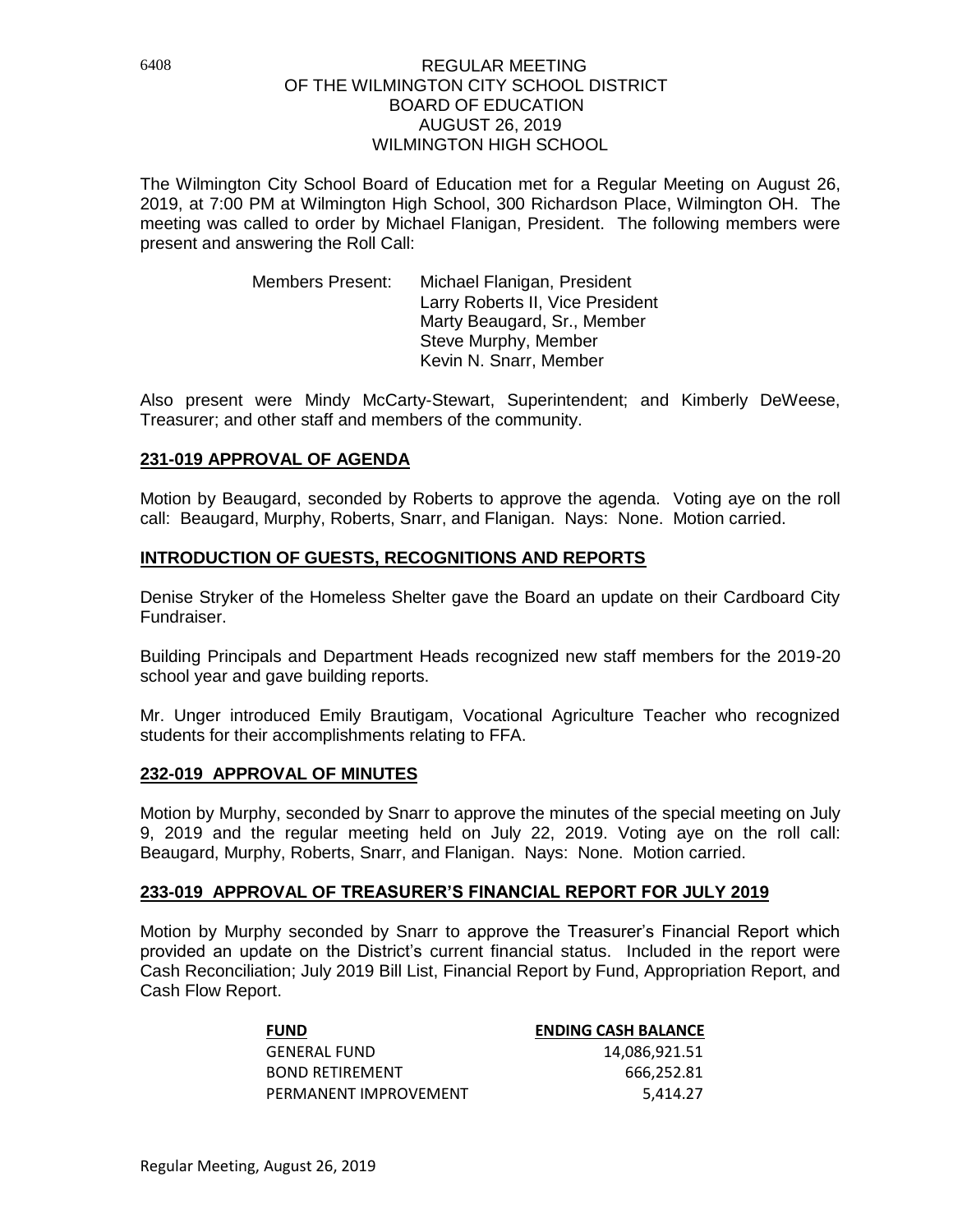# REGULAR MEETING OF THE WILMINGTON CITY SCHOOL DISTRICT BOARD OF EDUCATION AUGUST 26, 2019 WILMINGTON HIGH SCHOOL

The Wilmington City School Board of Education met for a Regular Meeting on August 26, 2019, at 7:00 PM at Wilmington High School, 300 Richardson Place, Wilmington OH. The meeting was called to order by Michael Flanigan, President. The following members were present and answering the Roll Call:

Members Present: Michael Flanigan, President
Larry Roberts II, Vice President
Marty Beaugard, Sr., Member
Steve Murphy, Member
Kevin N. Snarr, Member

Also present were Mindy McCarty-Stewart, Superintendent; and Kimberly DeWeese, Treasurer; and other staff and members of the community.

## 231-019 APPROVAL OF AGENDA

Motion by Beaugard, seconded by Roberts to approve the agenda. Voting aye on the roll call: Beaugard, Murphy, Roberts, Snarr, and Flanigan. Nays: None. Motion carried.

## INTRODUCTION OF GUESTS, RECOGNITIONS AND REPORTS

Denise Stryker of the Homeless Shelter gave the Board an update on their Cardboard City Fundraiser.

Building Principals and Department Heads recognized new staff members for the 2019-20 school year and gave building reports.

Mr. Unger introduced Emily Brautigam, Vocational Agriculture Teacher who recognized students for their accomplishments relating to FFA.

## 232-019 APPROVAL OF MINUTES

Motion by Murphy, seconded by Snarr to approve the minutes of the special meeting on July 9, 2019 and the regular meeting held on July 22, 2019. Voting aye on the roll call: Beaugard, Murphy, Roberts, Snarr, and Flanigan. Nays: None. Motion carried.

## 233-019 APPROVAL OF TREASURER'S FINANCIAL REPORT FOR JULY 2019

Motion by Murphy seconded by Snarr to approve the Treasurer's Financial Report which provided an update on the District's current financial status. Included in the report were Cash Reconciliation; July 2019 Bill List, Financial Report by Fund, Appropriation Report, and Cash Flow Report.

| FUND | ENDING CASH BALANCE |
|---|---|
| GENERAL FUND | 14,086,921.51 |
| BOND RETIREMENT | 666,252.81 |
| PERMANENT IMPROVEMENT | 5,414.27 |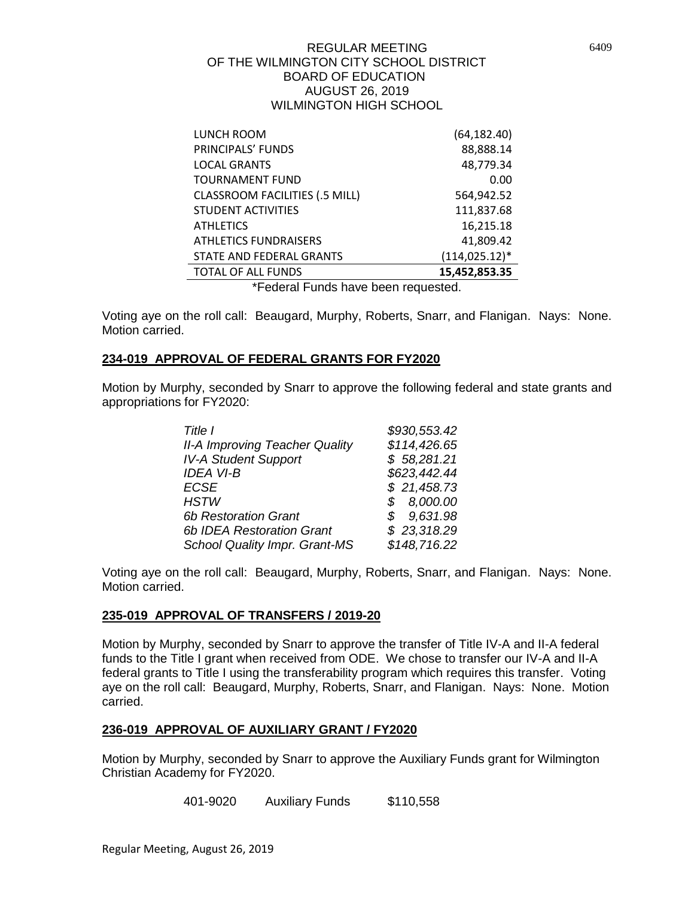| | |
|---|---|
| LUNCH ROOM | (64,182.40) |
| PRINCIPALS' FUNDS | 88,888.14 |
| LOCAL GRANTS | 48,779.34 |
| TOURNAMENT FUND | 0.00 |
| CLASSROOM FACILITIES (.5 MILL) | 564,942.52 |
| STUDENT ACTIVITIES | 111,837.68 |
| ATHLETICS | 16,215.18 |
| ATHLETICS FUNDRAISERS | 41,809.42 |
| STATE AND FEDERAL GRANTS | (114,025.12)* |
| **TOTAL OF ALL FUNDS** | **15,452,853.35** |

*Federal Funds have been requested.

Voting aye on the roll call: Beaugard, Murphy, Roberts, Snarr, and Flanigan. Nays: None. Motion carried.

## 234-019 APPROVAL OF FEDERAL GRANTS FOR FY2020

Motion by Murphy, seconded by Snarr to approve the following federal and state grants and appropriations for FY2020:

| | |
|---|---|
| *Title I* | *$930,553.42* |
| *II-A Improving Teacher Quality* | *$114,426.65* |
| *IV-A Student Support* | *$ 58,281.21* |
| *IDEA VI-B* | *$623,442.44* |
| *ECSE* | *$ 21,458.73* |
| *HSTW* | *$ 8,000.00* |
| *6b Restoration Grant* | *$ 9,631.98* |
| *6b IDEA Restoration Grant* | *$ 23,318.29* |
| *School Quality Impr. Grant-MS* | *$148,716.22* |

Voting aye on the roll call: Beaugard, Murphy, Roberts, Snarr, and Flanigan. Nays: None. Motion carried.

## 235-019 APPROVAL OF TRANSFERS / 2019-20

Motion by Murphy, seconded by Snarr to approve the transfer of Title IV-A and II-A federal funds to the Title I grant when received from ODE. We chose to transfer our IV-A and II-A federal grants to Title I using the transferability program which requires this transfer. Voting aye on the roll call: Beaugard, Murphy, Roberts, Snarr, and Flanigan. Nays: None. Motion carried.

## 236-019 APPROVAL OF AUXILIARY GRANT / FY2020

Motion by Murphy, seconded by Snarr to approve the Auxiliary Funds grant for Wilmington Christian Academy for FY2020.

| | | |
|---|---|---|
| 401-9020 | Auxiliary Funds | $110,558 |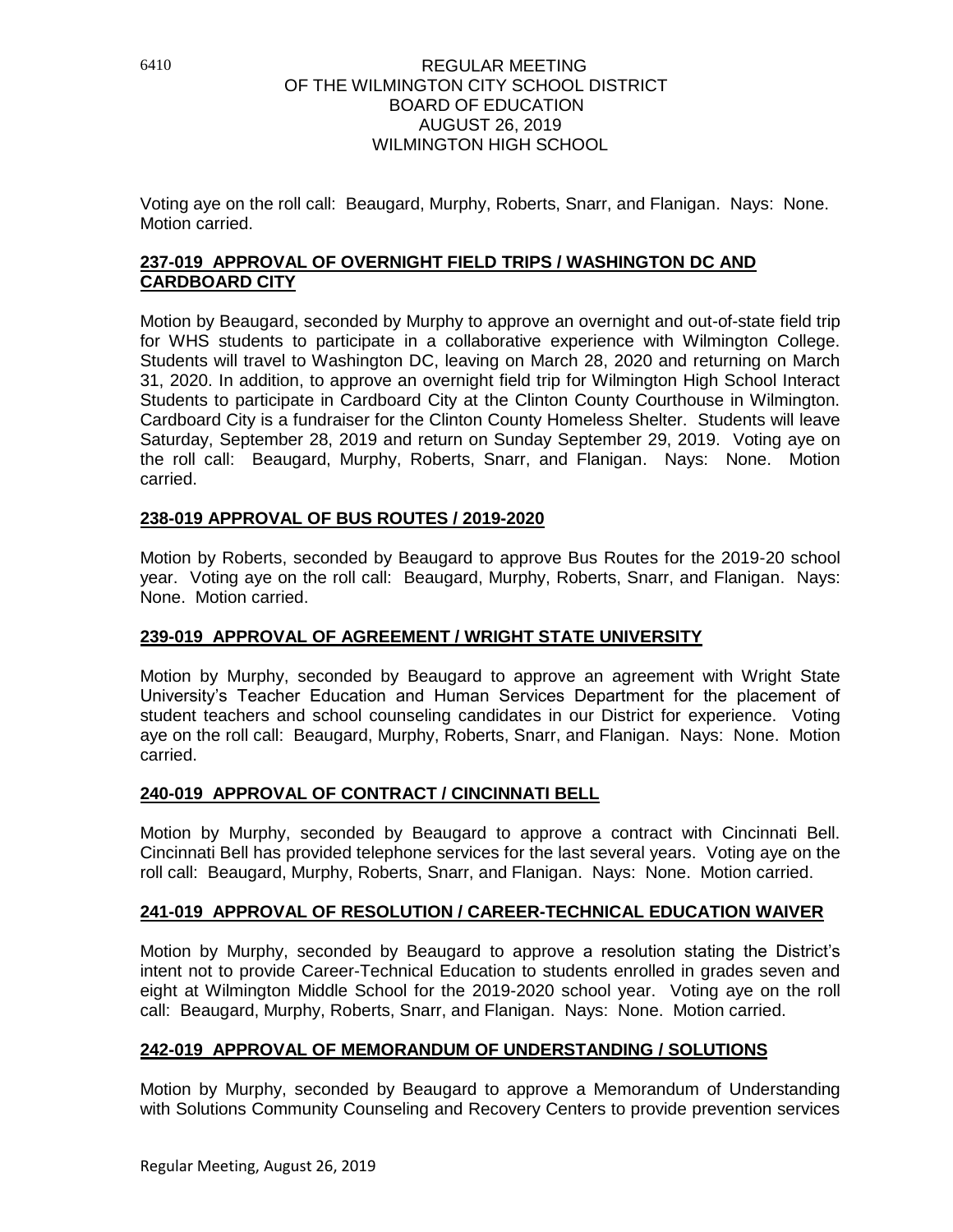Voting aye on the roll call: Beaugard, Murphy, Roberts, Snarr, and Flanigan. Nays: None. Motion carried.

**237-019 APPROVAL OF OVERNIGHT FIELD TRIPS / WASHINGTON DC AND CARDBOARD CITY**

Motion by Beaugard, seconded by Murphy to approve an overnight and out-of-state field trip for WHS students to participate in a collaborative experience with Wilmington College. Students will travel to Washington DC, leaving on March 28, 2020 and returning on March 31, 2020. In addition, to approve an overnight field trip for Wilmington High School Interact Students to participate in Cardboard City at the Clinton County Courthouse in Wilmington. Cardboard City is a fundraiser for the Clinton County Homeless Shelter. Students will leave Saturday, September 28, 2019 and return on Sunday September 29, 2019. Voting aye on the roll call: Beaugard, Murphy, Roberts, Snarr, and Flanigan. Nays: None. Motion carried.

**238-019 APPROVAL OF BUS ROUTES / 2019-2020**

Motion by Roberts, seconded by Beaugard to approve Bus Routes for the 2019-20 school year. Voting aye on the roll call: Beaugard, Murphy, Roberts, Snarr, and Flanigan. Nays: None. Motion carried.

**239-019 APPROVAL OF AGREEMENT / WRIGHT STATE UNIVERSITY**

Motion by Murphy, seconded by Beaugard to approve an agreement with Wright State University's Teacher Education and Human Services Department for the placement of student teachers and school counseling candidates in our District for experience. Voting aye on the roll call: Beaugard, Murphy, Roberts, Snarr, and Flanigan. Nays: None. Motion carried.

**240-019 APPROVAL OF CONTRACT / CINCINNATI BELL**

Motion by Murphy, seconded by Beaugard to approve a contract with Cincinnati Bell. Cincinnati Bell has provided telephone services for the last several years. Voting aye on the roll call: Beaugard, Murphy, Roberts, Snarr, and Flanigan. Nays: None. Motion carried.

**241-019 APPROVAL OF RESOLUTION / CAREER-TECHNICAL EDUCATION WAIVER**

Motion by Murphy, seconded by Beaugard to approve a resolution stating the District's intent not to provide Career-Technical Education to students enrolled in grades seven and eight at Wilmington Middle School for the 2019-2020 school year. Voting aye on the roll call: Beaugard, Murphy, Roberts, Snarr, and Flanigan. Nays: None. Motion carried.

**242-019 APPROVAL OF MEMORANDUM OF UNDERSTANDING / SOLUTIONS**

Motion by Murphy, seconded by Beaugard to approve a Memorandum of Understanding with Solutions Community Counseling and Recovery Centers to provide prevention services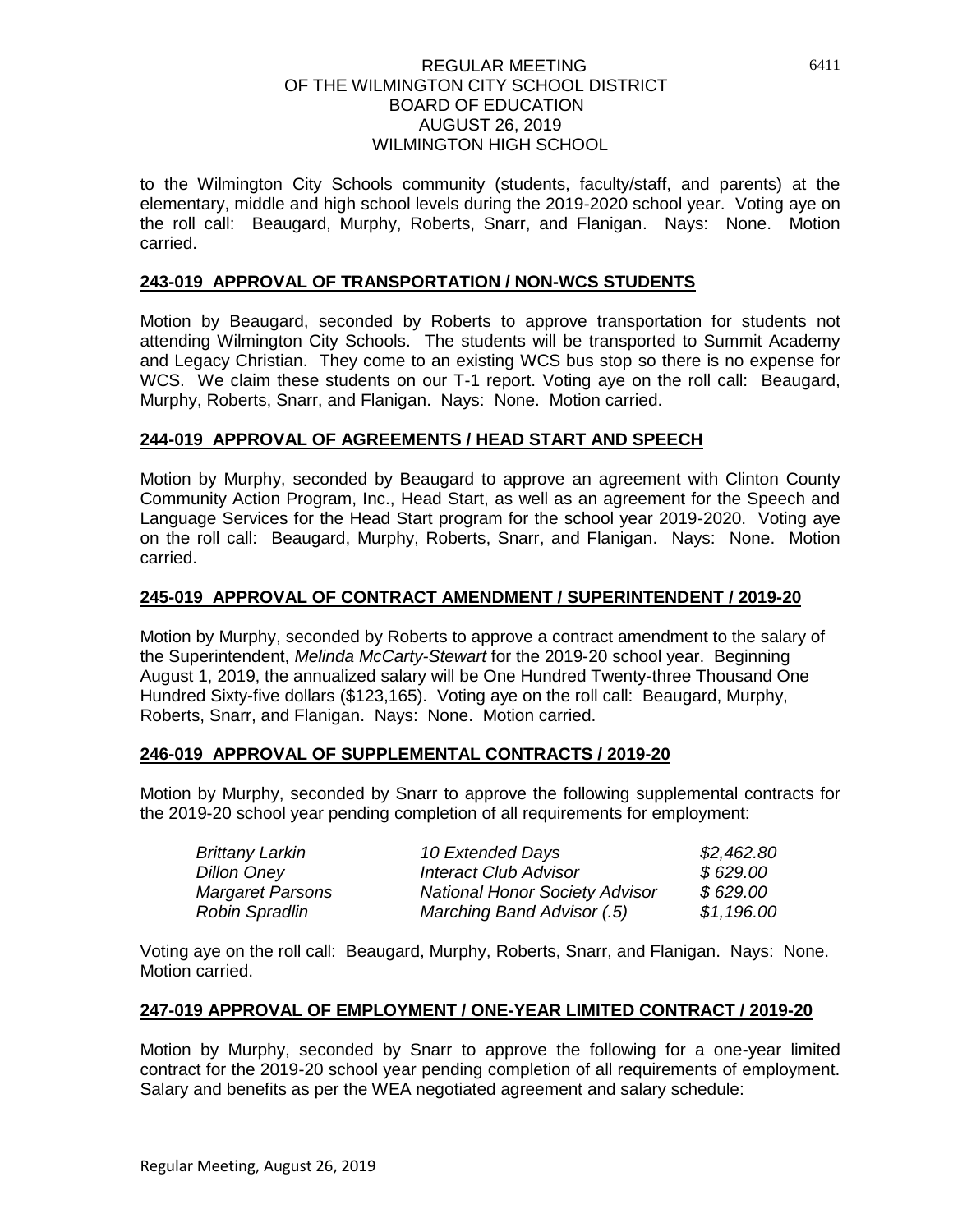to the Wilmington City Schools community (students, faculty/staff, and parents) at the elementary, middle and high school levels during the 2019-2020 school year. Voting aye on the roll call: Beaugard, Murphy, Roberts, Snarr, and Flanigan. Nays: None. Motion carried.

## **243-019 APPROVAL OF TRANSPORTATION / NON-WCS STUDENTS**

Motion by Beaugard, seconded by Roberts to approve transportation for students not attending Wilmington City Schools. The students will be transported to Summit Academy and Legacy Christian. They come to an existing WCS bus stop so there is no expense for WCS. We claim these students on our T-1 report. Voting aye on the roll call: Beaugard, Murphy, Roberts, Snarr, and Flanigan. Nays: None. Motion carried.

## **244-019 APPROVAL OF AGREEMENTS / HEAD START AND SPEECH**

Motion by Murphy, seconded by Beaugard to approve an agreement with Clinton County Community Action Program, Inc., Head Start, as well as an agreement for the Speech and Language Services for the Head Start program for the school year 2019-2020. Voting aye on the roll call: Beaugard, Murphy, Roberts, Snarr, and Flanigan. Nays: None. Motion carried.

## **245-019 APPROVAL OF CONTRACT AMENDMENT / SUPERINTENDENT / 2019-20**

Motion by Murphy, seconded by Roberts to approve a contract amendment to the salary of the Superintendent, *Melinda McCarty-Stewart* for the 2019-20 school year. Beginning August 1, 2019, the annualized salary will be One Hundred Twenty-three Thousand One Hundred Sixty-five dollars ($123,165). Voting aye on the roll call: Beaugard, Murphy, Roberts, Snarr, and Flanigan. Nays: None. Motion carried.

## **246-019 APPROVAL OF SUPPLEMENTAL CONTRACTS / 2019-20**

Motion by Murphy, seconded by Snarr to approve the following supplemental contracts for the 2019-20 school year pending completion of all requirements for employment:

| | | |
|---|---|---|
| *Brittany Larkin* | *10 Extended Days* | *$2,462.80* |
| *Dillon Oney* | *Interact Club Advisor* | *$ 629.00* |
| *Margaret Parsons* | *National Honor Society Advisor* | *$ 629.00* |
| *Robin Spradlin* | *Marching Band Advisor (.5)* | *$1,196.00* |

Voting aye on the roll call: Beaugard, Murphy, Roberts, Snarr, and Flanigan. Nays: None. Motion carried.

## **247-019 APPROVAL OF EMPLOYMENT / ONE-YEAR LIMITED CONTRACT / 2019-20**

Motion by Murphy, seconded by Snarr to approve the following for a one-year limited contract for the 2019-20 school year pending completion of all requirements of employment. Salary and benefits as per the WEA negotiated agreement and salary schedule: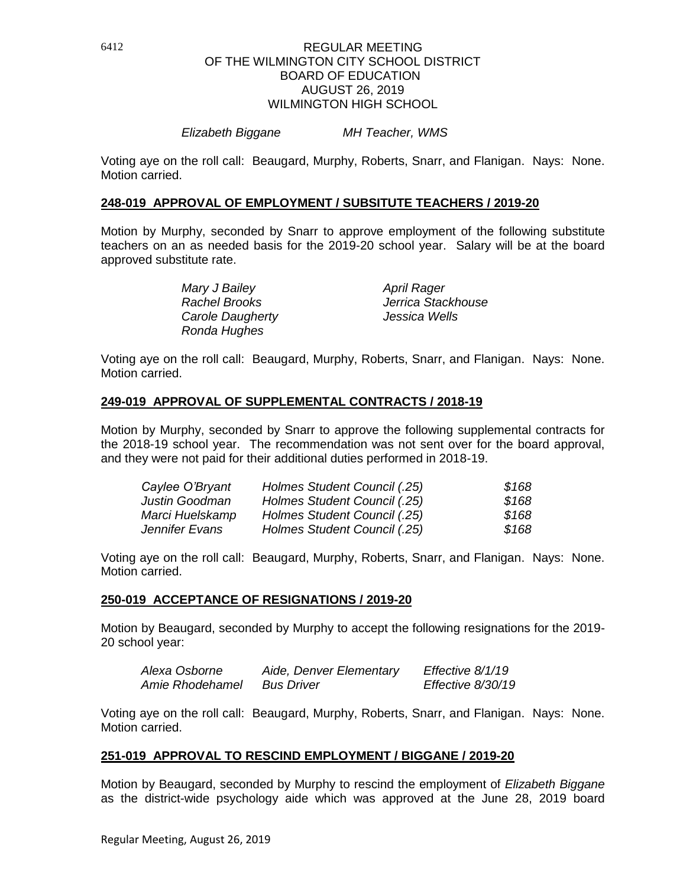*Elizabeth Biggane* *MH Teacher, WMS*

Voting aye on the roll call: Beaugard, Murphy, Roberts, Snarr, and Flanigan. Nays: None. Motion carried.

**248-019 APPROVAL OF EMPLOYMENT / SUBSITUTE TEACHERS / 2019-20**

Motion by Murphy, seconded by Snarr to approve employment of the following substitute teachers on an as needed basis for the 2019-20 school year. Salary will be at the board approved substitute rate.

| | |
|---|---|
| *Mary J Bailey* | *April Rager* |
| *Rachel Brooks* | *Jerrica Stackhouse* |
| *Carole Daugherty* | *Jessica Wells* |
| *Ronda Hughes* | |

Voting aye on the roll call: Beaugard, Murphy, Roberts, Snarr, and Flanigan. Nays: None. Motion carried.

**249-019 APPROVAL OF SUPPLEMENTAL CONTRACTS / 2018-19**

Motion by Murphy, seconded by Snarr to approve the following supplemental contracts for the 2018-19 school year. The recommendation was not sent over for the board approval, and they were not paid for their additional duties performed in 2018-19.

| | | |
|---|---|---|
| *Caylee O'Bryant* | *Holmes Student Council (.25)* | *$168* |
| *Justin Goodman* | *Holmes Student Council (.25)* | *$168* |
| *Marci Huelskamp* | *Holmes Student Council (.25)* | *$168* |
| *Jennifer Evans* | *Holmes Student Council (.25)* | *$168* |

Voting aye on the roll call: Beaugard, Murphy, Roberts, Snarr, and Flanigan. Nays: None. Motion carried.

**250-019 ACCEPTANCE OF RESIGNATIONS / 2019-20**

Motion by Beaugard, seconded by Murphy to accept the following resignations for the 2019-20 school year:

| | | |
|---|---|---|
| *Alexa Osborne* | *Aide, Denver Elementary* | *Effective 8/1/19* |
| *Amie Rhodehamel* | *Bus Driver* | *Effective 8/30/19* |

Voting aye on the roll call: Beaugard, Murphy, Roberts, Snarr, and Flanigan. Nays: None. Motion carried.

**251-019 APPROVAL TO RESCIND EMPLOYMENT / BIGGANE / 2019-20**

Motion by Beaugard, seconded by Murphy to rescind the employment of *Elizabeth Biggane* as the district-wide psychology aide which was approved at the June 28, 2019 board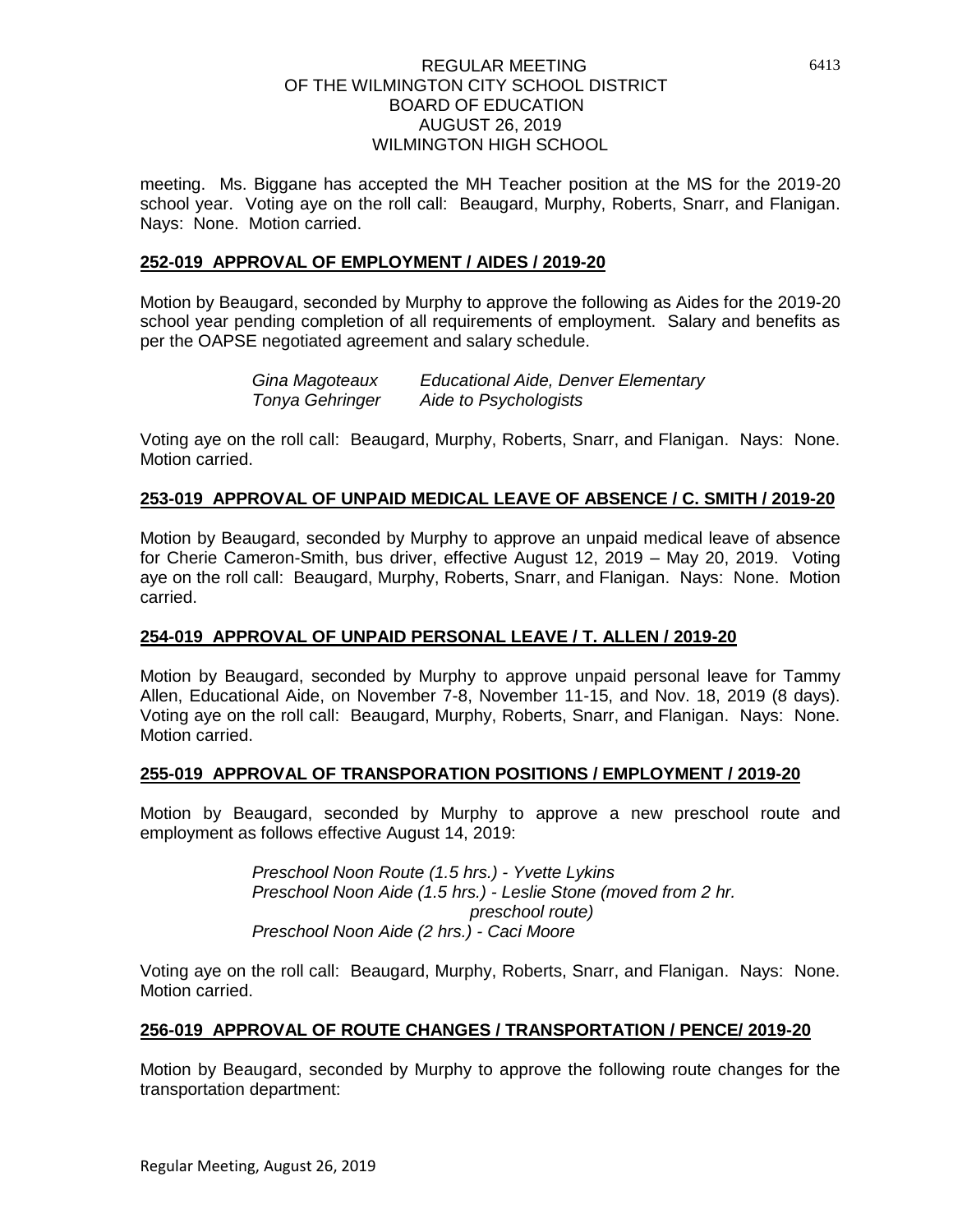meeting. Ms. Biggane has accepted the MH Teacher position at the MS for the 2019-20 school year. Voting aye on the roll call: Beaugard, Murphy, Roberts, Snarr, and Flanigan. Nays: None. Motion carried.

## 252-019 APPROVAL OF EMPLOYMENT / AIDES / 2019-20

Motion by Beaugard, seconded by Murphy to approve the following as Aides for the 2019-20 school year pending completion of all requirements of employment. Salary and benefits as per the OAPSE negotiated agreement and salary schedule.

| | |
|---|---|
| *Gina Magoteaux* | *Educational Aide, Denver Elementary* |
| *Tonya Gehringer* | *Aide to Psychologists* |

Voting aye on the roll call: Beaugard, Murphy, Roberts, Snarr, and Flanigan. Nays: None. Motion carried.

## 253-019 APPROVAL OF UNPAID MEDICAL LEAVE OF ABSENCE / C. SMITH / 2019-20

Motion by Beaugard, seconded by Murphy to approve an unpaid medical leave of absence for Cherie Cameron-Smith, bus driver, effective August 12, 2019 – May 20, 2019. Voting aye on the roll call: Beaugard, Murphy, Roberts, Snarr, and Flanigan. Nays: None. Motion carried.

## 254-019 APPROVAL OF UNPAID PERSONAL LEAVE / T. ALLEN / 2019-20

Motion by Beaugard, seconded by Murphy to approve unpaid personal leave for Tammy Allen, Educational Aide, on November 7-8, November 11-15, and Nov. 18, 2019 (8 days). Voting aye on the roll call: Beaugard, Murphy, Roberts, Snarr, and Flanigan. Nays: None. Motion carried.

## 255-019 APPROVAL OF TRANSPORATION POSITIONS / EMPLOYMENT / 2019-20

Motion by Beaugard, seconded by Murphy to approve a new preschool route and employment as follows effective August 14, 2019:

*Preschool Noon Route (1.5 hrs.) - Yvette Lykins*
*Preschool Noon Aide (1.5 hrs.) - Leslie Stone (moved from 2 hr. preschool route)*
*Preschool Noon Aide (2 hrs.) - Caci Moore*

Voting aye on the roll call: Beaugard, Murphy, Roberts, Snarr, and Flanigan. Nays: None. Motion carried.

## 256-019 APPROVAL OF ROUTE CHANGES / TRANSPORTATION / PENCE/ 2019-20

Motion by Beaugard, seconded by Murphy to approve the following route changes for the transportation department: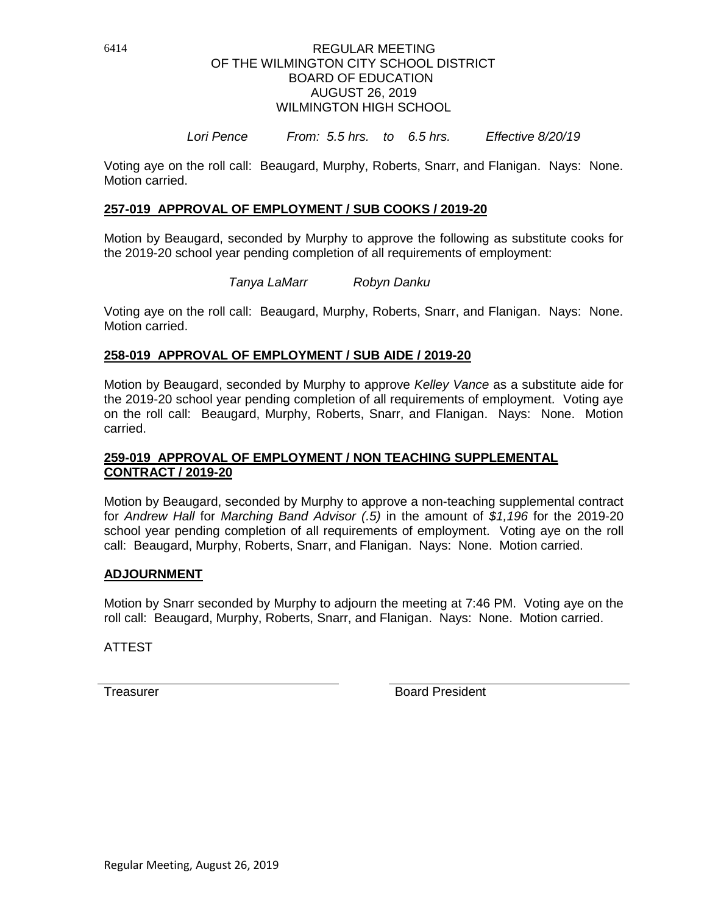*Lori Pence* *From: 5.5 hrs. to 6.5 hrs.* *Effective 8/20/19*

Voting aye on the roll call: Beaugard, Murphy, Roberts, Snarr, and Flanigan. Nays: None. Motion carried.

## 257-019 APPROVAL OF EMPLOYMENT / SUB COOKS / 2019-20

Motion by Beaugard, seconded by Murphy to approve the following as substitute cooks for the 2019-20 school year pending completion of all requirements of employment:

*Tanya LaMarr* *Robyn Danku*

Voting aye on the roll call: Beaugard, Murphy, Roberts, Snarr, and Flanigan. Nays: None. Motion carried.

## 258-019 APPROVAL OF EMPLOYMENT / SUB AIDE / 2019-20

Motion by Beaugard, seconded by Murphy to approve *Kelley Vance* as a substitute aide for the 2019-20 school year pending completion of all requirements of employment. Voting aye on the roll call: Beaugard, Murphy, Roberts, Snarr, and Flanigan. Nays: None. Motion carried.

## 259-019 APPROVAL OF EMPLOYMENT / NON TEACHING SUPPLEMENTAL CONTRACT / 2019-20

Motion by Beaugard, seconded by Murphy to approve a non-teaching supplemental contract for *Andrew Hall* for *Marching Band Advisor (.5)* in the amount of *$1,196* for the 2019-20 school year pending completion of all requirements of employment. Voting aye on the roll call: Beaugard, Murphy, Roberts, Snarr, and Flanigan. Nays: None. Motion carried.

## ADJOURNMENT

Motion by Snarr seconded by Murphy to adjourn the meeting at 7:46 PM. Voting aye on the roll call: Beaugard, Murphy, Roberts, Snarr, and Flanigan. Nays: None. Motion carried.

ATTEST

| | |
|---|---|
| Treasurer | Board President |